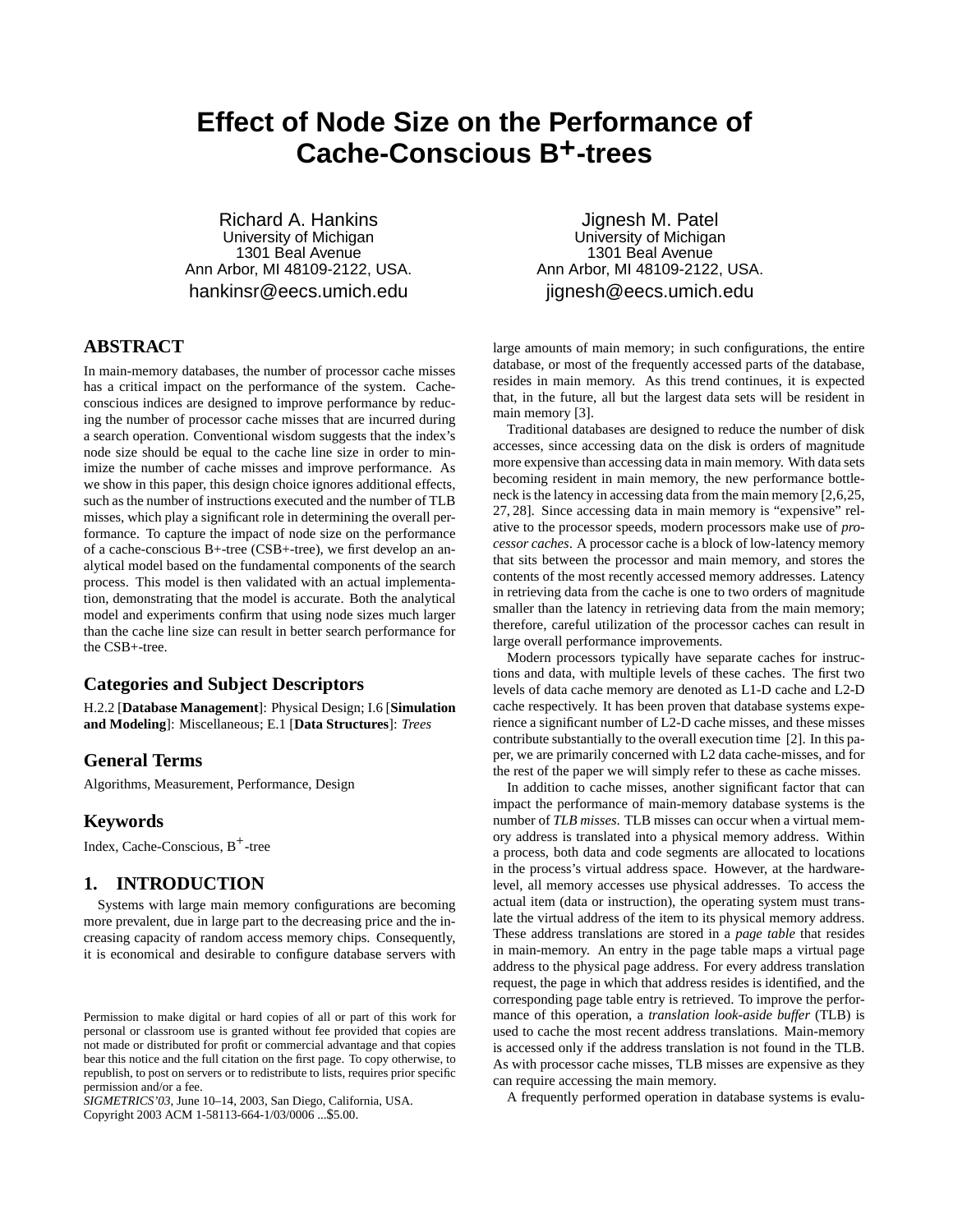# Effect of Node Size on the Performance of Cache-Conscious B+-trees

Richard A. Hankins
University of Michigan
1301 Beal Avenue
Ann Arbor, MI 48109-2122, USA.
hankinsr@eecs.umich.edu

Jignesh M. Patel
University of Michigan
1301 Beal Avenue
Ann Arbor, MI 48109-2122, USA.
jignesh@eecs.umich.edu

## ABSTRACT

In main-memory databases, the number of processor cache misses has a critical impact on the performance of the system. Cache-conscious indices are designed to improve performance by reducing the number of processor cache misses that are incurred during a search operation. Conventional wisdom suggests that the index's node size should be equal to the cache line size in order to minimize the number of cache misses and improve performance. As we show in this paper, this design choice ignores additional effects, such as the number of instructions executed and the number of TLB misses, which play a significant role in determining the overall performance. To capture the impact of node size on the performance of a cache-conscious B+-tree (CSB+-tree), we first develop an analytical model based on the fundamental components of the search process. This model is then validated with an actual implementation, demonstrating that the model is accurate. Both the analytical model and experiments confirm that using node sizes much larger than the cache line size can result in better search performance for the CSB+-tree.

## Categories and Subject Descriptors

H.2.2 [**Database Management**]: Physical Design; I.6 [**Simulation and Modeling**]: Miscellaneous; E.1 [**Data Structures**]: *Trees*

## General Terms

Algorithms, Measurement, Performance, Design

## Keywords

Index, Cache-Conscious, B+-tree

## 1. INTRODUCTION

Systems with large main memory configurations are becoming more prevalent, due in large part to the decreasing price and the increasing capacity of random access memory chips. Consequently, it is economical and desirable to configure database servers with large amounts of main memory; in such configurations, the entire database, or most of the frequently accessed parts of the database, resides in main memory. As this trend continues, it is expected that, in the future, all but the largest data sets will be resident in main memory [3].

Traditional databases are designed to reduce the number of disk accesses, since accessing data on the disk is orders of magnitude more expensive than accessing data in main memory. With data sets becoming resident in main memory, the new performance bottleneck is the latency in accessing data from the main memory [2,6,25, 27, 28]. Since accessing data in main memory is "expensive" relative to the processor speeds, modern processors make use of *processor caches*. A processor cache is a block of low-latency memory that sits between the processor and main memory, and stores the contents of the most recently accessed memory addresses. Latency in retrieving data from the cache is one to two orders of magnitude smaller than the latency in retrieving data from the main memory; therefore, careful utilization of the processor caches can result in large overall performance improvements.

Modern processors typically have separate caches for instructions and data, with multiple levels of these caches. The first two levels of data cache memory are denoted as L1-D cache and L2-D cache respectively. It has been proven that database systems experience a significant number of L2-D cache misses, and these misses contribute substantially to the overall execution time [2]. In this paper, we are primarily concerned with L2 data cache-misses, and for the rest of the paper we will simply refer to these as cache misses.

In addition to cache misses, another significant factor that can impact the performance of main-memory database systems is the number of *TLB misses*. TLB misses can occur when a virtual memory address is translated into a physical memory address. Within a process, both data and code segments are allocated to locations in the process's virtual address space. However, at the hardware-level, all memory accesses use physical addresses. To access the actual item (data or instruction), the operating system must translate the virtual address of the item to its physical memory address. These address translations are stored in a *page table* that resides in main-memory. An entry in the page table maps a virtual page address to the physical page address. For every address translation request, the page in which that address resides is identified, and the corresponding page table entry is retrieved. To improve the performance of this operation, a *translation look-aside buffer* (TLB) is used to cache the most recent address translations. Main-memory is accessed only if the address translation is not found in the TLB. As with processor cache misses, TLB misses are expensive as they can require accessing the main memory.

A frequently performed operation in database systems is evalu-

Permission to make digital or hard copies of all or part of this work for personal or classroom use is granted without fee provided that copies are not made or distributed for profit or commercial advantage and that copies bear this notice and the full citation on the first page. To copy otherwise, to republish, to post on servers or to redistribute to lists, requires prior specific permission and/or a fee.
*SIGMETRICS'03*, June 10–14, 2003, San Diego, California, USA.
Copyright 2003 ACM 1-58113-664-1/03/0006 ...$5.00.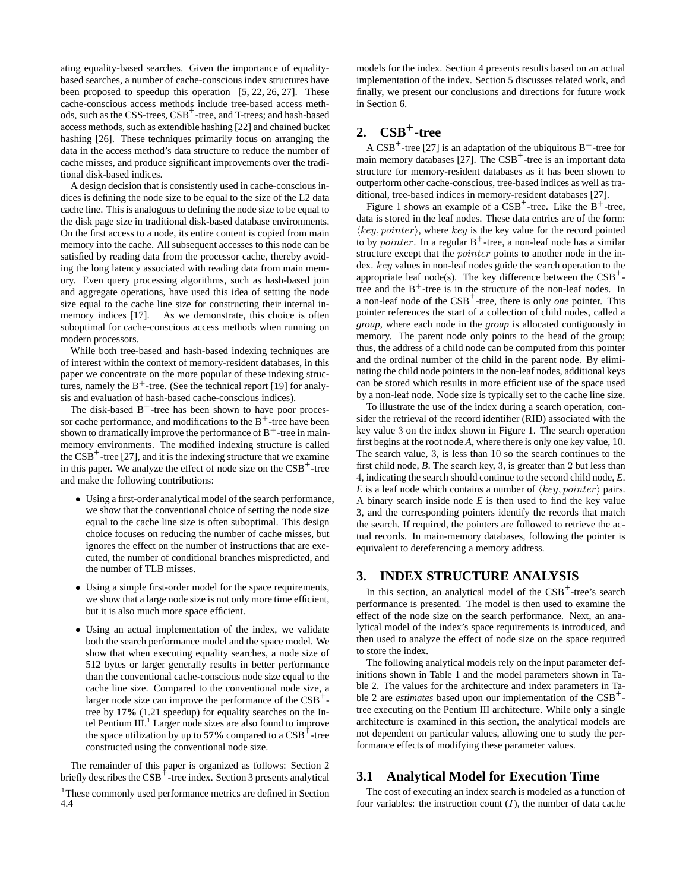ating equality-based searches. Given the importance of equality-based searches, a number of cache-conscious index structures have been proposed to speedup this operation [5, 22, 26, 27]. These cache-conscious access methods include tree-based access methods, such as the CSS-trees, CSB$^+$-tree, and T-trees; and hash-based access methods, such as extendible hashing [22] and chained bucket hashing [26]. These techniques primarily focus on arranging the data in the access method's data structure to reduce the number of cache misses, and produce significant improvements over the traditional disk-based indices.

A design decision that is consistently used in cache-conscious indices is defining the node size to be equal to the size of the L2 data cache line. This is analogous to defining the node size to be equal to the disk page size in traditional disk-based database environments. On the first access to a node, its entire content is copied from main memory into the cache. All subsequent accesses to this node can be satisfied by reading data from the processor cache, thereby avoiding the long latency associated with reading data from main memory. Even query processing algorithms, such as hash-based join and aggregate operations, have used this idea of setting the node size equal to the cache line size for constructing their internal in-memory indices [17]. As we demonstrate, this choice is often suboptimal for cache-conscious access methods when running on modern processors.

While both tree-based and hash-based indexing techniques are of interest within the context of memory-resident databases, in this paper we concentrate on the more popular of these indexing structures, namely the B$^+$-tree. (See the technical report [19] for analysis and evaluation of hash-based cache-conscious indices).

The disk-based B$^+$-tree has been shown to have poor processor cache performance, and modifications to the B$^+$-tree have been shown to dramatically improve the performance of B$^+$-tree in main-memory environments. The modified indexing structure is called the CSB$^+$-tree [27], and it is the indexing structure that we examine in this paper. We analyze the effect of node size on the CSB$^+$-tree and make the following contributions:

- Using a first-order analytical model of the search performance, we show that the conventional choice of setting the node size equal to the cache line size is often suboptimal. This design choice focuses on reducing the number of cache misses, but ignores the effect on the number of instructions that are executed, the number of conditional branches mispredicted, and the number of TLB misses.
- Using a simple first-order model for the space requirements, we show that a large node size is not only more time efficient, but it is also much more space efficient.
- Using an actual implementation of the index, we validate both the search performance model and the space model. We show that when executing equality searches, a node size of 512 bytes or larger generally results in better performance than the conventional cache-conscious node size equal to the cache line size. Compared to the conventional node size, a larger node size can improve the performance of the CSB$^+$-tree by **17%** (1.21 speedup) for equality searches on the Intel Pentium III.[1] Larger node sizes are also found to improve the space utilization by up to **57%** compared to a CSB$^+$-tree constructed using the conventional node size.

The remainder of this paper is organized as follows: Section 2 briefly describes the CSB$^+$-tree index. Section 3 presents analytical models for the index. Section 4 presents results based on an actual implementation of the index. Section 5 discusses related work, and finally, we present our conclusions and directions for future work in Section 6.

[1]These commonly used performance metrics are defined in Section 4.4

## 2. CSB$^+$-tree

A CSB$^+$-tree [27] is an adaptation of the ubiquitous B$^+$-tree for main memory databases [27]. The CSB$^+$-tree is an important data structure for memory-resident databases as it has been shown to outperform other cache-conscious, tree-based indices as well as traditional, tree-based indices in memory-resident databases [27].

Figure 1 shows an example of a CSB$^+$-tree. Like the B$^+$-tree, data is stored in the leaf nodes. These data entries are of the form: $\langle key, pointer \rangle$, where $key$ is the key value for the record pointed to by $pointer$. In a regular B$^+$-tree, a non-leaf node has a similar structure except that the $pointer$ points to another node in the index. $key$ values in non-leaf nodes guide the search operation to the appropriate leaf node(s). The key difference between the CSB$^+$-tree and the B$^+$-tree is in the structure of the non-leaf nodes. In a non-leaf node of the CSB$^+$-tree, there is only *one* pointer. This pointer references the start of a collection of child nodes, called a *group*, where each node in the *group* is allocated contiguously in memory. The parent node only points to the head of the group; thus, the address of a child node can be computed from this pointer and the ordinal number of the child in the parent node. By eliminating the child node pointers in the non-leaf nodes, additional keys can be stored which results in more efficient use of the space used by a non-leaf node. Node size is typically set to the cache line size.

To illustrate the use of the index during a search operation, consider the retrieval of the record identifier (RID) associated with the key value 3 on the index shown in Figure 1. The search operation first begins at the root node *A*, where there is only one key value, 10. The search value, 3, is less than 10 so the search continues to the first child node, *B*. The search key, 3, is greater than 2 but less than 4, indicating the search should continue to the second child node, *E*. *E* is a leaf node which contains a number of $\langle key, pointer \rangle$ pairs. A binary search inside node *E* is then used to find the key value 3, and the corresponding pointers identify the records that match the search. If required, the pointers are followed to retrieve the actual records. In main-memory databases, following the pointer is equivalent to dereferencing a memory address.

## 3. INDEX STRUCTURE ANALYSIS

In this section, an analytical model of the CSB$^+$-tree's search performance is presented. The model is then used to examine the effect of the node size on the search performance. Next, an analytical model of the index's space requirements is introduced, and then used to analyze the effect of node size on the space required to store the index.

The following analytical models rely on the input parameter definitions shown in Table 1 and the model parameters shown in Table 2. The values for the architecture and index parameters in Table 2 are *estimates* based upon our implementation of the CSB$^+$-tree executing on the Pentium III architecture. While only a single architecture is examined in this section, the analytical models are not dependent on particular values, allowing one to study the performance effects of modifying these parameter values.

### 3.1 Analytical Model for Execution Time

The cost of executing an index search is modeled as a function of four variables: the instruction count ($I$), the number of data cache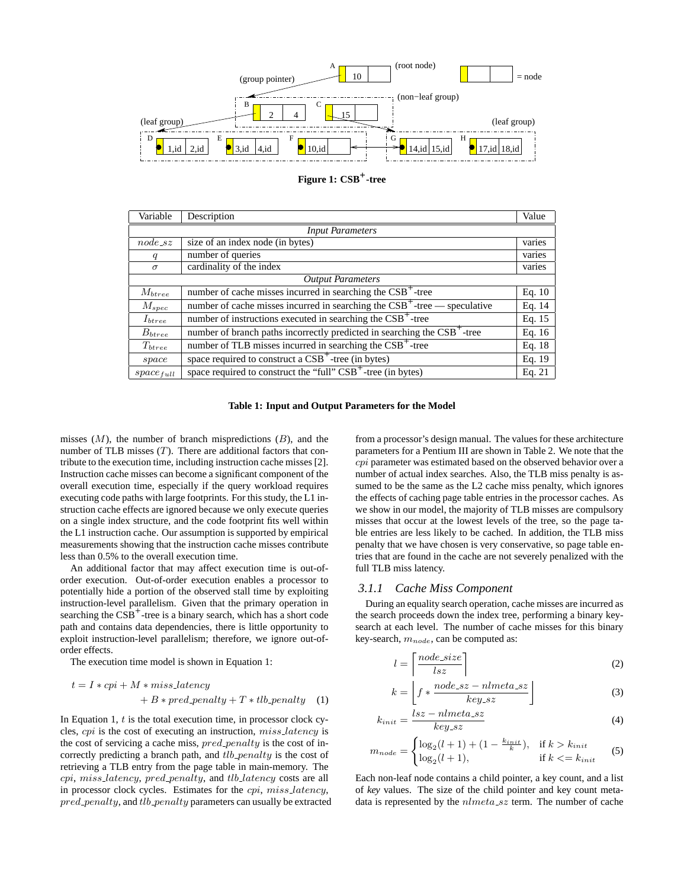**Figure 1: CSB$^+$-tree**

| Variable | Description | Value |
|---|---|---|
| *Input Parameters* | | |
| $node\_sz$ | size of an index node (in bytes) | varies |
| $q$ | number of queries | varies |
| $\sigma$ | cardinality of the index | varies |
| *Output Parameters* | | |
| $M_{btree}$ | number of cache misses incurred in searching the CSB$^+$-tree | Eq. 10 |
| $M_{spec}$ | number of cache misses incurred in searching the CSB$^+$-tree — speculative | Eq. 14 |
| $I_{btree}$ | number of instructions executed in searching the CSB$^+$-tree | Eq. 15 |
| $B_{btree}$ | number of branch paths incorrectly predicted in searching the CSB$^+$-tree | Eq. 16 |
| $T_{btree}$ | number of TLB misses incurred in searching the CSB$^+$-tree | Eq. 18 |
| $space$ | space required to construct a CSB$^+$-tree (in bytes) | Eq. 19 |
| $space_{full}$ | space required to construct the "full" CSB$^+$-tree (in bytes) | Eq. 21 |

**Table 1: Input and Output Parameters for the Model**

misses ($M$), the number of branch mispredictions ($B$), and the number of TLB misses ($T$). There are additional factors that contribute to the execution time, including instruction cache misses [2]. Instruction cache misses can become a significant component of the overall execution time, especially if the query workload requires executing code paths with large footprints. For this study, the L1 instruction cache effects are ignored because we only execute queries on a single index structure, and the code footprint fits well within the L1 instruction cache. Our assumption is supported by empirical measurements showing that the instruction cache misses contribute less than 0.5% to the overall execution time.

An additional factor that may affect execution time is out-of-order execution. Out-of-order execution enables a processor to potentially hide a portion of the observed stall time by exploiting instruction-level parallelism. Given that the primary operation in searching the CSB$^+$-tree is a binary search, which has a short code path and contains data dependencies, there is little opportunity to exploit instruction-level parallelism; therefore, we ignore out-of-order effects.

The execution time model is shown in Equation 1:

$$t = I * cpi + M * miss\_latency + B * pred\_penalty + T * tlb\_penalty \quad (1)$$

In Equation 1, $t$ is the total execution time, in processor clock cycles, $cpi$ is the cost of executing an instruction, $miss\_latency$ is the cost of servicing a cache miss, $pred\_penalty$ is the cost of incorrectly predicting a branch path, and $tlb\_penalty$ is the cost of retrieving a TLB entry from the page table in main-memory. The $cpi$, $miss\_latency$, $pred\_penalty$, and $tlb\_latency$ costs are all in processor clock cycles. Estimates for the $cpi$, $miss\_latency$, $pred\_penalty$, and $tlb\_penalty$ parameters can usually be extracted from a processor's design manual. The values for these architecture parameters for a Pentium III are shown in Table 2. We note that the $cpi$ parameter was estimated based on the observed behavior over a number of actual index searches. Also, the TLB miss penalty is assumed to be the same as the L2 cache miss penalty, which ignores the effects of caching page table entries in the processor caches. As we show in our model, the majority of TLB misses are compulsory misses that occur at the lowest levels of the tree, so the page table entries are less likely to be cached. In addition, the TLB miss penalty that we have chosen is very conservative, so page table entries that are found in the cache are not severely penalized with the full TLB miss latency.

### 3.1.1 Cache Miss Component

During an equality search operation, cache misses are incurred as the search proceeds down the index tree, performing a binary key-search at each level. The number of cache misses for this binary key-search, $m_{node}$, can be computed as:

$$l = \left\lceil \frac{node\_size}{lsz} \right\rceil \quad (2)$$

$$k = \left\lfloor f * \frac{node\_sz - nlmeta\_sz}{key\_sz} \right\rfloor \quad (3)$$

$$k_{init} = \frac{lsz - nlmeta\_sz}{key\_sz} \quad (4)$$

$$m_{node} = \begin{cases} \log_2(l+1) + (1 - \frac{k_{init}}{k}), & \text{if } k > k_{init} \\ \log_2(l+1), & \text{if } k <= k_{init} \end{cases} \quad (5)$$

Each non-leaf node contains a child pointer, a key count, and a list of *key* values. The size of the child pointer and key count meta-data is represented by the $nlmeta\_sz$ term. The number of cache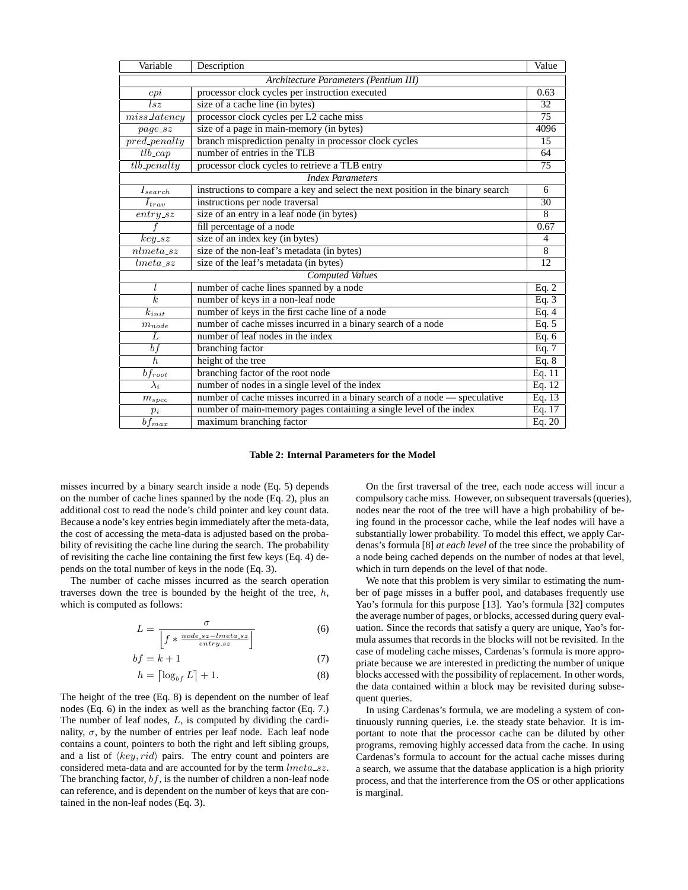| Variable | Description | Value |
|---|---|---|
| *Architecture Parameters (Pentium III)* | | |
| $cpi$ | processor clock cycles per instruction executed | 0.63 |
| $lsz$ | size of a cache line (in bytes) | 32 |
| $miss\_latency$ | processor clock cycles per L2 cache miss | 75 |
| $page\_sz$ | size of a page in main-memory (in bytes) | 4096 |
| $pred\_penalty$ | branch misprediction penalty in processor clock cycles | 15 |
| $tlb\_cap$ | number of entries in the TLB | 64 |
| $tlb\_penalty$ | processor clock cycles to retrieve a TLB entry | 75 |
| *Index Parameters* | | |
| $I_{search}$ | instructions to compare a key and select the next position in the binary search | 6 |
| $I_{trav}$ | instructions per node traversal | 30 |
| $entry\_sz$ | size of an entry in a leaf node (in bytes) | 8 |
| $f$ | fill percentage of a node | 0.67 |
| $key\_sz$ | size of an index key (in bytes) | 4 |
| $nlmeta\_sz$ | size of the non-leaf's metadata (in bytes) | 8 |
| $lmeta\_sz$ | size of the leaf's metadata (in bytes) | 12 |
| *Computed Values* | | |
| $l$ | number of cache lines spanned by a node | Eq. 2 |
| $k$ | number of keys in a non-leaf node | Eq. 3 |
| $k_{init}$ | number of keys in the first cache line of a node | Eq. 4 |
| $m_{node}$ | number of cache misses incurred in a binary search of a node | Eq. 5 |
| $L$ | number of leaf nodes in the index | Eq. 6 |
| $bf$ | branching factor | Eq. 7 |
| $h$ | height of the tree | Eq. 8 |
| $bf_{root}$ | branching factor of the root node | Eq. 11 |
| $\lambda_i$ | number of nodes in a single level of the index | Eq. 12 |
| $m_{spec}$ | number of cache misses incurred in a binary search of a node — speculative | Eq. 13 |
| $p_i$ | number of main-memory pages containing a single level of the index | Eq. 17 |
| $bf_{max}$ | maximum branching factor | Eq. 20 |

**Table 2: Internal Parameters for the Model**

misses incurred by a binary search inside a node (Eq. 5) depends on the number of cache lines spanned by the node (Eq. 2), plus an additional cost to read the node's child pointer and key count data. Because a node's key entries begin immediately after the meta-data, the cost of accessing the meta-data is adjusted based on the probability of revisiting the cache line during the search. The probability of revisiting the cache line containing the first few keys (Eq. 4) depends on the total number of keys in the node (Eq. 3).

The number of cache misses incurred as the search operation traverses down the tree is bounded by the height of the tree, $h$, which is computed as follows:

$$L = \frac{\sigma}{\left\lfloor f * \frac{node\_sz - lmeta\_sz}{entry\_sz} \right\rfloor} \tag{6}$$

$$bf = k + 1 \tag{7}$$

$$h = \lceil \log_{bf} L \rceil + 1. \tag{8}$$

The height of the tree (Eq. 8) is dependent on the number of leaf nodes (Eq. 6) in the index as well as the branching factor (Eq. 7.) The number of leaf nodes, $L$, is computed by dividing the cardinality, $\sigma$, by the number of entries per leaf node. Each leaf node contains a count, pointers to both the right and left sibling groups, and a list of $\langle key, rid \rangle$ pairs. The entry count and pointers are considered meta-data and are accounted for by the term $lmeta\_sz$. The branching factor, $bf$, is the number of children a non-leaf node can reference, and is dependent on the number of keys that are contained in the non-leaf nodes (Eq. 3).

On the first traversal of the tree, each node access will incur a compulsory cache miss. However, on subsequent traversals (queries), nodes near the root of the tree will have a high probability of being found in the processor cache, while the leaf nodes will have a substantially lower probability. To model this effect, we apply Cardenas's formula [8] *at each level* of the tree since the probability of a node being cached depends on the number of nodes at that level, which in turn depends on the level of that node.

We note that this problem is very similar to estimating the number of page misses in a buffer pool, and databases frequently use Yao's formula for this purpose [13]. Yao's formula [32] computes the average number of pages, or blocks, accessed during query evaluation. Since the records that satisfy a query are unique, Yao's formula assumes that records in the blocks will not be revisited. In the case of modeling cache misses, Cardenas's formula is more appropriate because we are interested in predicting the number of unique blocks accessed with the possibility of replacement. In other words, the data contained within a block may be revisited during subsequent queries.

In using Cardenas's formula, we are modeling a system of continuously running queries, i.e. the steady state behavior. It is important to note that the processor cache can be diluted by other programs, removing highly accessed data from the cache. In using Cardenas's formula to account for the actual cache misses during a search, we assume that the database application is a high priority process, and that the interference from the OS or other applications is marginal.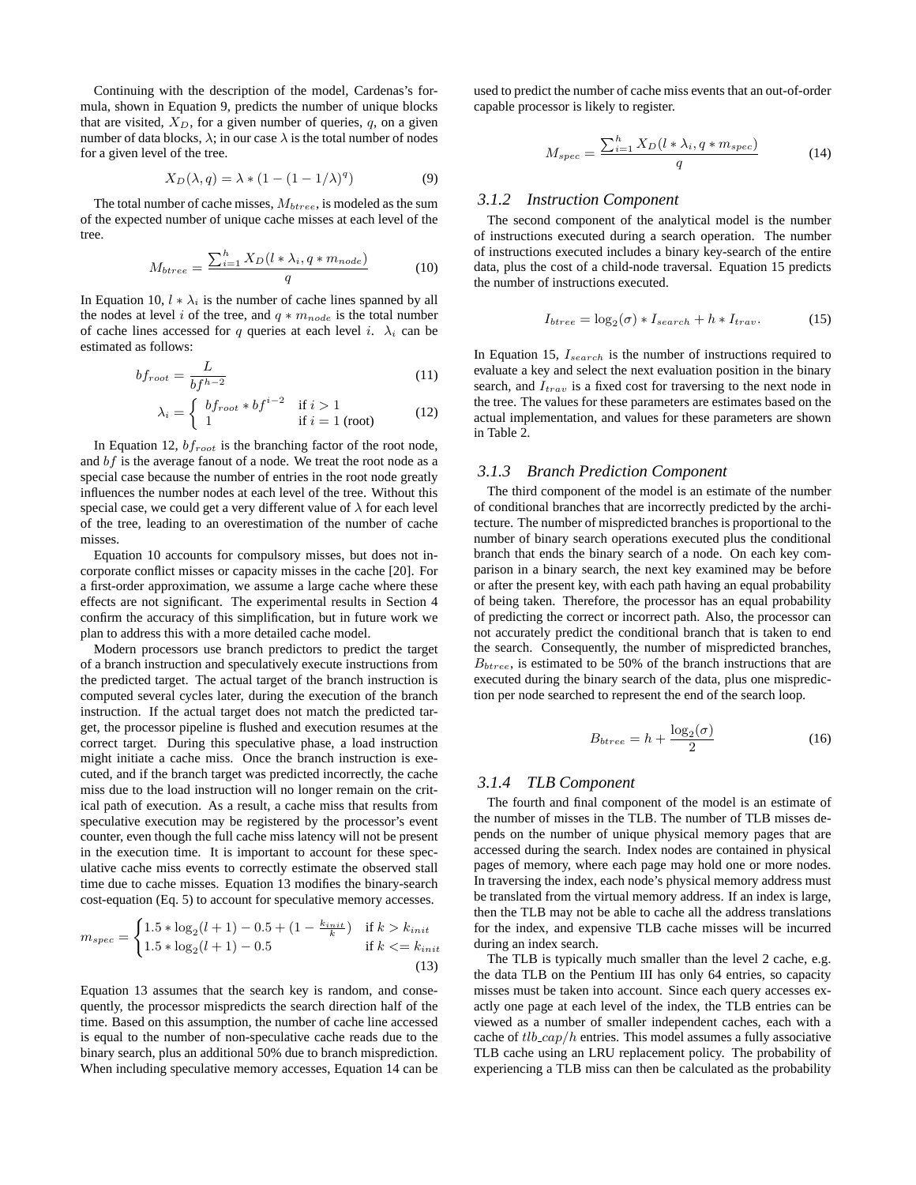Continuing with the description of the model, Cardenas's formula, shown in Equation 9, predicts the number of unique blocks that are visited, $X_D$, for a given number of queries, $q$, on a given number of data blocks, $\lambda$; in our case $\lambda$ is the total number of nodes for a given level of the tree.

$$X_D(\lambda, q) = \lambda * (1 - (1 - 1/\lambda)^q) \tag{9}$$

The total number of cache misses, $M_{btree}$, is modeled as the sum of the expected number of unique cache misses at each level of the tree.

$$M_{btree} = \frac{\sum_{i=1}^{h} X_D(l * \lambda_i, q * m_{node})}{q} \tag{10}$$

In Equation 10, $l * \lambda_i$ is the number of cache lines spanned by all the nodes at level $i$ of the tree, and $q * m_{node}$ is the total number of cache lines accessed for $q$ queries at each level $i$. $\lambda_i$ can be estimated as follows:

$$bf_{root} = \frac{L}{bf^{h-2}} \tag{11}$$

$$\lambda_i = \begin{cases} bf_{root} * bf^{i-2} & \text{if } i > 1 \\ 1 & \text{if } i = 1 \text{ (root)} \end{cases} \tag{12}$$

In Equation 12, $bf_{root}$ is the branching factor of the root node, and $bf$ is the average fanout of a node. We treat the root node as a special case because the number of entries in the root node greatly influences the number nodes at each level of the tree. Without this special case, we could get a very different value of $\lambda$ for each level of the tree, leading to an overestimation of the number of cache misses.

Equation 10 accounts for compulsory misses, but does not incorporate conflict misses or capacity misses in the cache [20]. For a first-order approximation, we assume a large cache where these effects are not significant. The experimental results in Section 4 confirm the accuracy of this simplification, but in future work we plan to address this with a more detailed cache model.

Modern processors use branch predictors to predict the target of a branch instruction and speculatively execute instructions from the predicted target. The actual target of the branch instruction is computed several cycles later, during the execution of the branch instruction. If the actual target does not match the predicted target, the processor pipeline is flushed and execution resumes at the correct target. During this speculative phase, a load instruction might initiate a cache miss. Once the branch instruction is executed, and if the branch target was predicted incorrectly, the cache miss due to the load instruction will no longer remain on the critical path of execution. As a result, a cache miss that results from speculative execution may be registered by the processor's event counter, even though the full cache miss latency will not be present in the execution time. It is important to account for these speculative cache miss events to correctly estimate the observed stall time due to cache misses. Equation 13 modifies the binary-search cost-equation (Eq. 5) to account for speculative memory accesses.

$$m_{spec} = \begin{cases} 1.5 * \log_2(l + 1) - 0.5 + (1 - \frac{k_{init}}{k}) & \text{if } k > k_{init} \\ 1.5 * \log_2(l + 1) - 0.5 & \text{if } k <= k_{init} \end{cases} \tag{13}$$

Equation 13 assumes that the search key is random, and consequently, the processor mispredicts the search direction half of the time. Based on this assumption, the number of cache line accessed is equal to the number of non-speculative cache reads due to the binary search, plus an additional 50% due to branch misprediction. When including speculative memory accesses, Equation 14 can be used to predict the number of cache miss events that an out-of-order capable processor is likely to register.

$$M_{spec} = \frac{\sum_{i=1}^{h} X_D(l * \lambda_i, q * m_{spec})}{q} \tag{14}$$

### 3.1.2 Instruction Component

The second component of the analytical model is the number of instructions executed during a search operation. The number of instructions executed includes a binary key-search of the entire data, plus the cost of a child-node traversal. Equation 15 predicts the number of instructions executed.

$$I_{btree} = \log_2(\sigma) * I_{search} + h * I_{trav}. \tag{15}$$

In Equation 15, $I_{search}$ is the number of instructions required to evaluate a key and select the next evaluation position in the binary search, and $I_{trav}$ is a fixed cost for traversing to the next node in the tree. The values for these parameters are estimates based on the actual implementation, and values for these parameters are shown in Table 2.

### 3.1.3 Branch Prediction Component

The third component of the model is an estimate of the number of conditional branches that are incorrectly predicted by the architecture. The number of mispredicted branches is proportional to the number of binary search operations executed plus the conditional branch that ends the binary search of a node. On each key comparison in a binary search, the next key examined may be before or after the present key, with each path having an equal probability of being taken. Therefore, the processor has an equal probability of predicting the correct or incorrect path. Also, the processor can not accurately predict the conditional branch that is taken to end the search. Consequently, the number of mispredicted branches, $B_{btree}$, is estimated to be 50% of the branch instructions that are executed during the binary search of the data, plus one misprediction per node searched to represent the end of the search loop.

$$B_{btree} = h + \frac{\log_2(\sigma)}{2} \tag{16}$$

### 3.1.4 TLB Component

The fourth and final component of the model is an estimate of the number of misses in the TLB. The number of TLB misses depends on the number of unique physical memory pages that are accessed during the search. Index nodes are contained in physical pages of memory, where each page may hold one or more nodes. In traversing the index, each node's physical memory address must be translated from the virtual memory address. If an index is large, then the TLB may not be able to cache all the address translations for the index, and expensive TLB cache misses will be incurred during an index search.

The TLB is typically much smaller than the level 2 cache, e.g. the data TLB on the Pentium III has only 64 entries, so capacity misses must be taken into account. Since each query accesses exactly one page at each level of the index, the TLB entries can be viewed as a number of smaller independent caches, each with a cache of $tlb\_cap/h$ entries. This model assumes a fully associative TLB cache using an LRU replacement policy. The probability of experiencing a TLB miss can then be calculated as the probability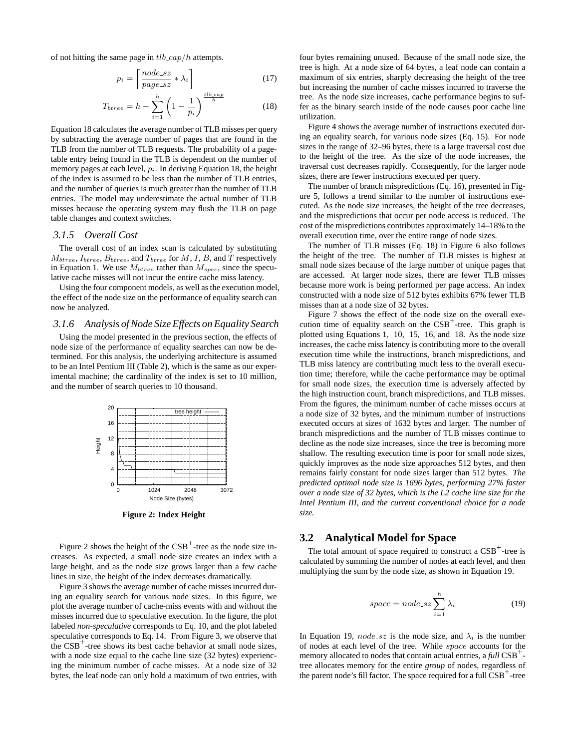of not hitting the same page in $tlb\_cap/h$ attempts.

$$p_i = \left\lceil \frac{node\_sz}{page\_sz} * \lambda_i \right\rceil \quad (17)$$

$$T_{btree} = h - \sum_{i=1}^{h} \left(1 - \frac{1}{p_i}\right)^{\frac{tlb\_cap}{h}} \quad (18)$$

Equation 18 calculates the average number of TLB misses per query by subtracting the average number of pages that are found in the TLB from the number of TLB requests. The probability of a page-table entry being found in the TLB is dependent on the number of memory pages at each level, $p_i$. In deriving Equation 18, the height of the index is assumed to be less than the number of TLB entries, and the number of queries is much greater than the number of TLB entries. The model may underestimate the actual number of TLB misses because the operating system may flush the TLB on page table changes and context switches.

### 3.1.5 Overall Cost

The overall cost of an index scan is calculated by substituting $M_{btree}$, $I_{btree}$, $B_{btree}$, and $T_{btree}$ for $M$, $I$, $B$, and $T$ respectively in Equation 1. We use $M_{btree}$ rather than $M_{spec}$, since the speculative cache misses will not incur the entire cache miss latency.

Using the four component models, as well as the execution model, the effect of the node size on the performance of equality search can now be analyzed.

### 3.1.6 Analysis of Node Size Effects on Equality Search

Using the model presented in the previous section, the effects of node size of the performance of equality searches can now be determined. For this analysis, the underlying architecture is assumed to be an Intel Pentium III (Table 2), which is the same as our experimental machine; the cardinality of the index is set to 10 million, and the number of search queries to 10 thousand.

**Figure 2: Index Height**

Figure 2 shows the height of the CSB$^+$-tree as the node size increases. As expected, a small node size creates an index with a large height, and as the node size grows larger than a few cache lines in size, the height of the index decreases dramatically.

Figure 3 shows the average number of cache misses incurred during an equality search for various node sizes. In this figure, we plot the average number of cache-miss events with and without the misses incurred due to speculative execution. In the figure, the plot labeled *non-speculative* corresponds to Eq. 10, and the plot labeled speculative corresponds to Eq. 14. From Figure 3, we observe that the CSB$^+$-tree shows its best cache behavior at small node sizes, with a node size equal to the cache line size (32 bytes) experiencing the minimum number of cache misses. At a node size of 32 bytes, the leaf node can only hold a maximum of two entries, with four bytes remaining unused. Because of the small node size, the tree is high. At a node size of 64 bytes, a leaf node can contain a maximum of six entries, sharply decreasing the height of the tree but increasing the number of cache misses incurred to traverse the tree. As the node size increases, cache performance begins to suffer as the binary search inside of the node causes poor cache line utilization.

Figure 4 shows the average number of instructions executed during an equality search, for various node sizes (Eq. 15). For node sizes in the range of 32–96 bytes, there is a large traversal cost due to the height of the tree. As the size of the node increases, the traversal cost decreases rapidly. Consequently, for the larger node sizes, there are fewer instructions executed per query.

The number of branch mispredictions (Eq. 16), presented in Figure 5, follows a trend similar to the number of instructions executed. As the node size increases, the height of the tree decreases, and the mispredictions that occur per node access is reduced. The cost of the mispredictions contributes approximately 14–18% to the overall execution time, over the entire range of node sizes.

The number of TLB misses (Eq. 18) in Figure 6 also follows the height of the tree. The number of TLB misses is highest at small node sizes because of the large number of unique pages that are accessed. At larger node sizes, there are fewer TLB misses because more work is being performed per page access. An index constructed with a node size of 512 bytes exhibits 67% fewer TLB misses than at a node size of 32 bytes.

Figure 7 shows the effect of the node size on the overall execution time of equality search on the CSB$^+$-tree. This graph is plotted using Equations 1, 10, 15, 16, and 18. As the node size increases, the cache miss latency is contributing more to the overall execution time while the instructions, branch mispredictions, and TLB miss latency are contributing much less to the overall execution time; therefore, while the cache performance may be optimal for small node sizes, the execution time is adversely affected by the high instruction count, branch mispredictions, and TLB misses. From the figures, the minimum number of cache misses occurs at a node size of 32 bytes, and the minimum number of instructions executed occurs at sizes of 1632 bytes and larger. The number of branch mispredictions and the number of TLB misses continue to decline as the node size increases, since the tree is becoming more shallow. The resulting execution time is poor for small node sizes, quickly improves as the node size approaches 512 bytes, and then remains fairly constant for node sizes larger than 512 bytes. *The predicted optimal node size is 1696 bytes, performing 27% faster over a node size of 32 bytes, which is the L2 cache line size for the Intel Pentium III, and the current conventional choice for a node size.*

## 3.2 Analytical Model for Space

The total amount of space required to construct a CSB$^+$-tree is calculated by summing the number of nodes at each level, and then multiplying the sum by the node size, as shown in Equation 19.

$$space = node\_sz \sum_{i=1}^{h} \lambda_i \quad (19)$$

In Equation 19, $node\_sz$ is the node size, and $\lambda_i$ is the number of nodes at each level of the tree. While $space$ accounts for the memory allocated to nodes that contain actual entries, a *full* CSB$^+$-tree allocates memory for the entire *group* of nodes, regardless of the parent node's fill factor. The space required for a full CSB$^+$-tree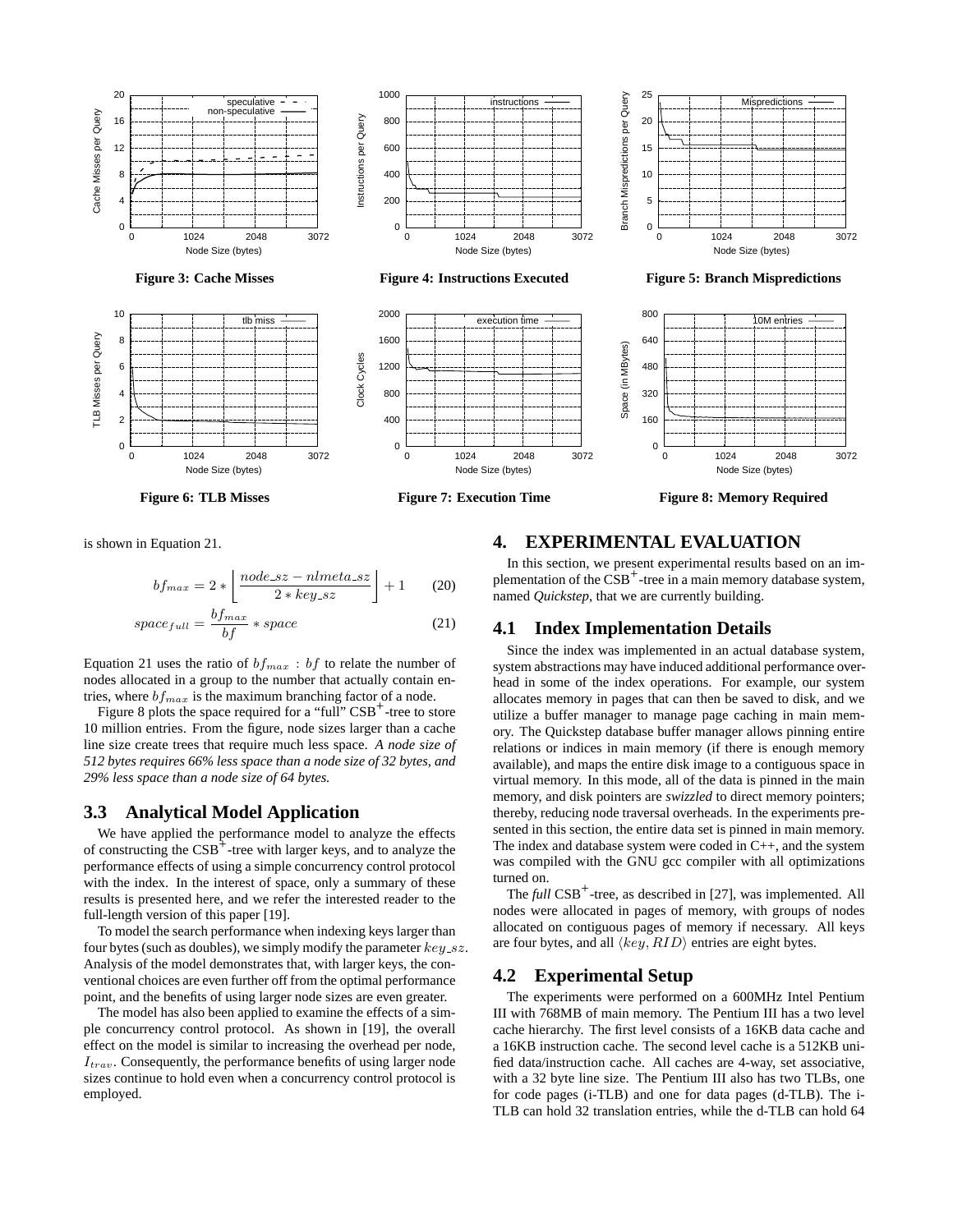Figure 3: Cache Misses

Figure 4: Instructions Executed

Figure 5: Branch Mispredictions

Figure 6: TLB Misses

Figure 7: Execution Time

Figure 8: Memory Required

is shown in Equation 21.

$$bf_{max} = 2 * \left\lfloor \frac{node\_sz - nlmeta\_sz}{2 * key\_sz} \right\rfloor + 1 \quad (20)$$

$$space_{full} = \frac{bf_{max}}{bf} * space \quad (21)$$

Equation 21 uses the ratio of $bf_{max} : bf$ to relate the number of nodes allocated in a group to the number that actually contain entries, where $bf_{max}$ is the maximum branching factor of a node.

Figure 8 plots the space required for a "full" CSB$^+$-tree to store 10 million entries. From the figure, node sizes larger than a cache line size create trees that require much less space. *A node size of 512 bytes requires 66% less space than a node size of 32 bytes, and 29% less space than a node size of 64 bytes.*

## 3.3 Analytical Model Application

We have applied the performance model to analyze the effects of constructing the CSB$^+$-tree with larger keys, and to analyze the performance effects of using a simple concurrency control protocol with the index. In the interest of space, only a summary of these results is presented here, and we refer the interested reader to the full-length version of this paper [19].

To model the search performance when indexing keys larger than four bytes (such as doubles), we simply modify the parameter $key\_sz$. Analysis of the model demonstrates that, with larger keys, the conventional choices are even further off from the optimal performance point, and the benefits of using larger node sizes are even greater.

The model has also been applied to examine the effects of a simple concurrency control protocol. As shown in [19], the overall effect on the model is similar to increasing the overhead per node, $I_{trav}$. Consequently, the performance benefits of using larger node sizes continue to hold even when a concurrency control protocol is employed.

# 4. EXPERIMENTAL EVALUATION

In this section, we present experimental results based on an implementation of the CSB$^+$-tree in a main memory database system, named *Quickstep*, that we are currently building.

## 4.1 Index Implementation Details

Since the index was implemented in an actual database system, system abstractions may have induced additional performance overhead in some of the index operations. For example, our system allocates memory in pages that can then be saved to disk, and we utilize a buffer manager to manage page caching in main memory. The Quickstep database buffer manager allows pinning entire relations or indices in main memory (if there is enough memory available), and maps the entire disk image to a contiguous space in virtual memory. In this mode, all of the data is pinned in the main memory, and disk pointers are *swizzled* to direct memory pointers; thereby, reducing node traversal overheads. In the experiments presented in this section, the entire data set is pinned in main memory. The index and database system were coded in C++, and the system was compiled with the GNU gcc compiler with all optimizations turned on.

The *full* CSB$^+$-tree, as described in [27], was implemented. All nodes were allocated in pages of memory, with groups of nodes allocated on contiguous pages of memory if necessary. All keys are four bytes, and all $\langle key, RID \rangle$ entries are eight bytes.

## 4.2 Experimental Setup

The experiments were performed on a 600MHz Intel Pentium III with 768MB of main memory. The Pentium III has a two level cache hierarchy. The first level consists of a 16KB data cache and a 16KB instruction cache. The second level cache is a 512KB unified data/instruction cache. All caches are 4-way, set associative, with a 32 byte line size. The Pentium III also has two TLBs, one for code pages (i-TLB) and one for data pages (d-TLB). The i-TLB can hold 32 translation entries, while the d-TLB can hold 64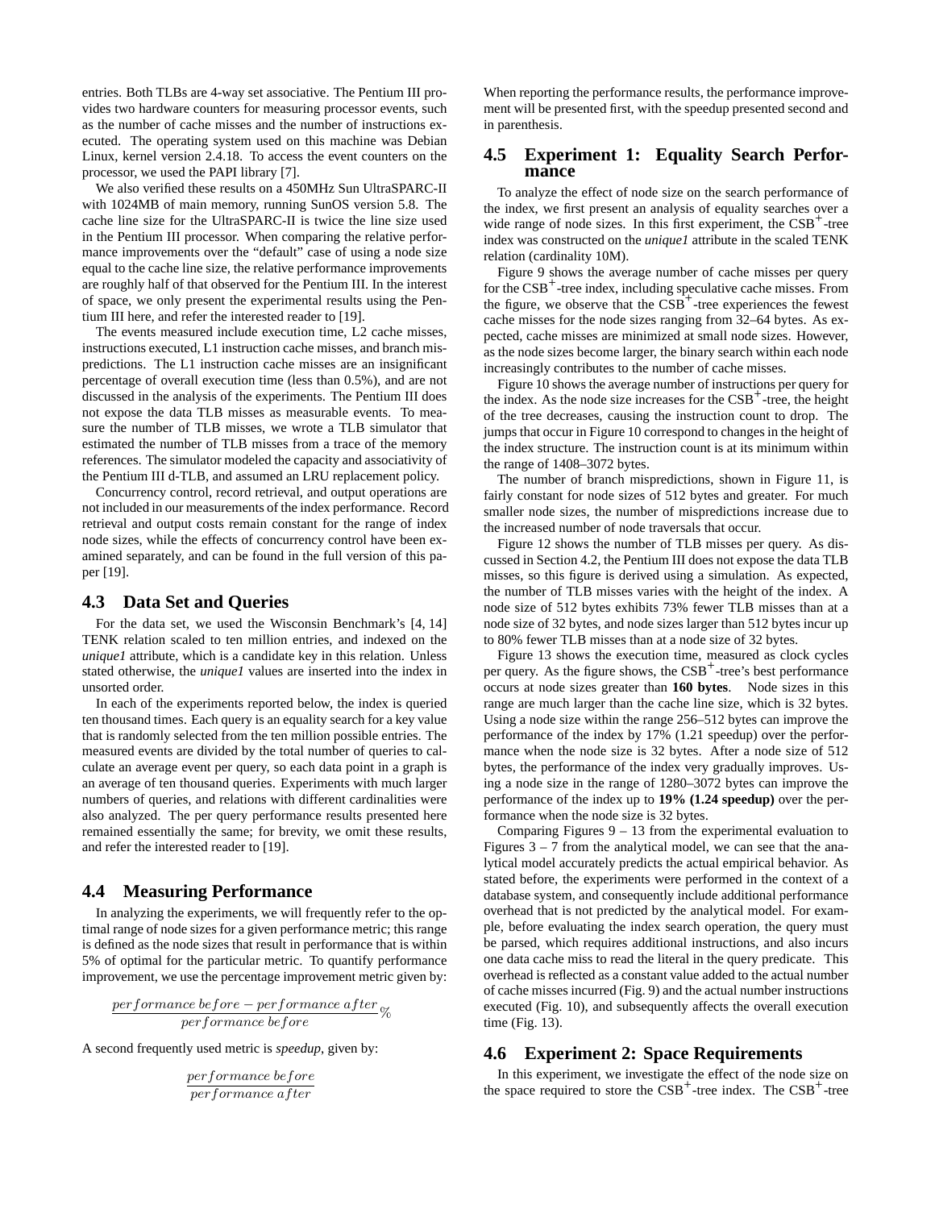entries. Both TLBs are 4-way set associative. The Pentium III provides two hardware counters for measuring processor events, such as the number of cache misses and the number of instructions executed. The operating system used on this machine was Debian Linux, kernel version 2.4.18. To access the event counters on the processor, we used the PAPI library [7].

We also verified these results on a 450MHz Sun UltraSPARC-II with 1024MB of main memory, running SunOS version 5.8. The cache line size for the UltraSPARC-II is twice the line size used in the Pentium III processor. When comparing the relative performance improvements over the "default" case of using a node size equal to the cache line size, the relative performance improvements are roughly half of that observed for the Pentium III. In the interest of space, we only present the experimental results using the Pentium III here, and refer the interested reader to [19].

The events measured include execution time, L2 cache misses, instructions executed, L1 instruction cache misses, and branch mispredictions. The L1 instruction cache misses are an insignificant percentage of overall execution time (less than 0.5%), and are not discussed in the analysis of the experiments. The Pentium III does not expose the data TLB misses as measurable events. To measure the number of TLB misses, we wrote a TLB simulator that estimated the number of TLB misses from a trace of the memory references. The simulator modeled the capacity and associativity of the Pentium III d-TLB, and assumed an LRU replacement policy.

Concurrency control, record retrieval, and output operations are not included in our measurements of the index performance. Record retrieval and output costs remain constant for the range of index node sizes, while the effects of concurrency control have been examined separately, and can be found in the full version of this paper [19].

## 4.3 Data Set and Queries

For the data set, we used the Wisconsin Benchmark's [4, 14] TENK relation scaled to ten million entries, and indexed on the *unique1* attribute, which is a candidate key in this relation. Unless stated otherwise, the *unique1* values are inserted into the index in unsorted order.

In each of the experiments reported below, the index is queried ten thousand times. Each query is an equality search for a key value that is randomly selected from the ten million possible entries. The measured events are divided by the total number of queries to calculate an average event per query, so each data point in a graph is an average of ten thousand queries. Experiments with much larger numbers of queries, and relations with different cardinalities were also analyzed. The per query performance results presented here remained essentially the same; for brevity, we omit these results, and refer the interested reader to [19].

## 4.4 Measuring Performance

In analyzing the experiments, we will frequently refer to the optimal range of node sizes for a given performance metric; this range is defined as the node sizes that result in performance that is within 5% of optimal for the particular metric. To quantify performance improvement, we use the percentage improvement metric given by:

$$\frac{performance\ before - performance\ after}{performance\ before}\%$$

A second frequently used metric is *speedup*, given by:

$$\frac{performance\ before}{performance\ after}$$

When reporting the performance results, the performance improvement will be presented first, with the speedup presented second and in parenthesis.

## 4.5 Experiment 1: Equality Search Performance

To analyze the effect of node size on the search performance of the index, we first present an analysis of equality searches over a wide range of node sizes. In this first experiment, the CSB$^+$-tree index was constructed on the *unique1* attribute in the scaled TENK relation (cardinality 10M).

Figure 9 shows the average number of cache misses per query for the CSB$^+$-tree index, including speculative cache misses. From the figure, we observe that the CSB$^+$-tree experiences the fewest cache misses for the node sizes ranging from 32–64 bytes. As expected, cache misses are minimized at small node sizes. However, as the node sizes become larger, the binary search within each node increasingly contributes to the number of cache misses.

Figure 10 shows the average number of instructions per query for the index. As the node size increases for the CSB$^+$-tree, the height of the tree decreases, causing the instruction count to drop. The jumps that occur in Figure 10 correspond to changes in the height of the index structure. The instruction count is at its minimum within the range of 1408–3072 bytes.

The number of branch mispredictions, shown in Figure 11, is fairly constant for node sizes of 512 bytes and greater. For much smaller node sizes, the number of mispredictions increase due to the increased number of node traversals that occur.

Figure 12 shows the number of TLB misses per query. As discussed in Section 4.2, the Pentium III does not expose the data TLB misses, so this figure is derived using a simulation. As expected, the number of TLB misses varies with the height of the index. A node size of 512 bytes exhibits 73% fewer TLB misses than at a node size of 32 bytes, and node sizes larger than 512 bytes incur up to 80% fewer TLB misses than at a node size of 32 bytes.

Figure 13 shows the execution time, measured as clock cycles per query. As the figure shows, the CSB$^+$-tree's best performance occurs at node sizes greater than **160 bytes**. Node sizes in this range are much larger than the cache line size, which is 32 bytes. Using a node size within the range 256–512 bytes can improve the performance of the index by 17% (1.21 speedup) over the performance when the node size is 32 bytes. After a node size of 512 bytes, the performance of the index very gradually improves. Using a node size in the range of 1280–3072 bytes can improve the performance of the index up to **19% (1.24 speedup)** over the performance when the node size is 32 bytes.

Comparing Figures 9 – 13 from the experimental evaluation to Figures 3 – 7 from the analytical model, we can see that the analytical model accurately predicts the actual empirical behavior. As stated before, the experiments were performed in the context of a database system, and consequently include additional performance overhead that is not predicted by the analytical model. For example, before evaluating the index search operation, the query must be parsed, which requires additional instructions, and also incurs one data cache miss to read the literal in the query predicate. This overhead is reflected as a constant value added to the actual number of cache misses incurred (Fig. 9) and the actual number instructions executed (Fig. 10), and subsequently affects the overall execution time (Fig. 13).

## 4.6 Experiment 2: Space Requirements

In this experiment, we investigate the effect of the node size on the space required to store the CSB$^+$-tree index. The CSB$^+$-tree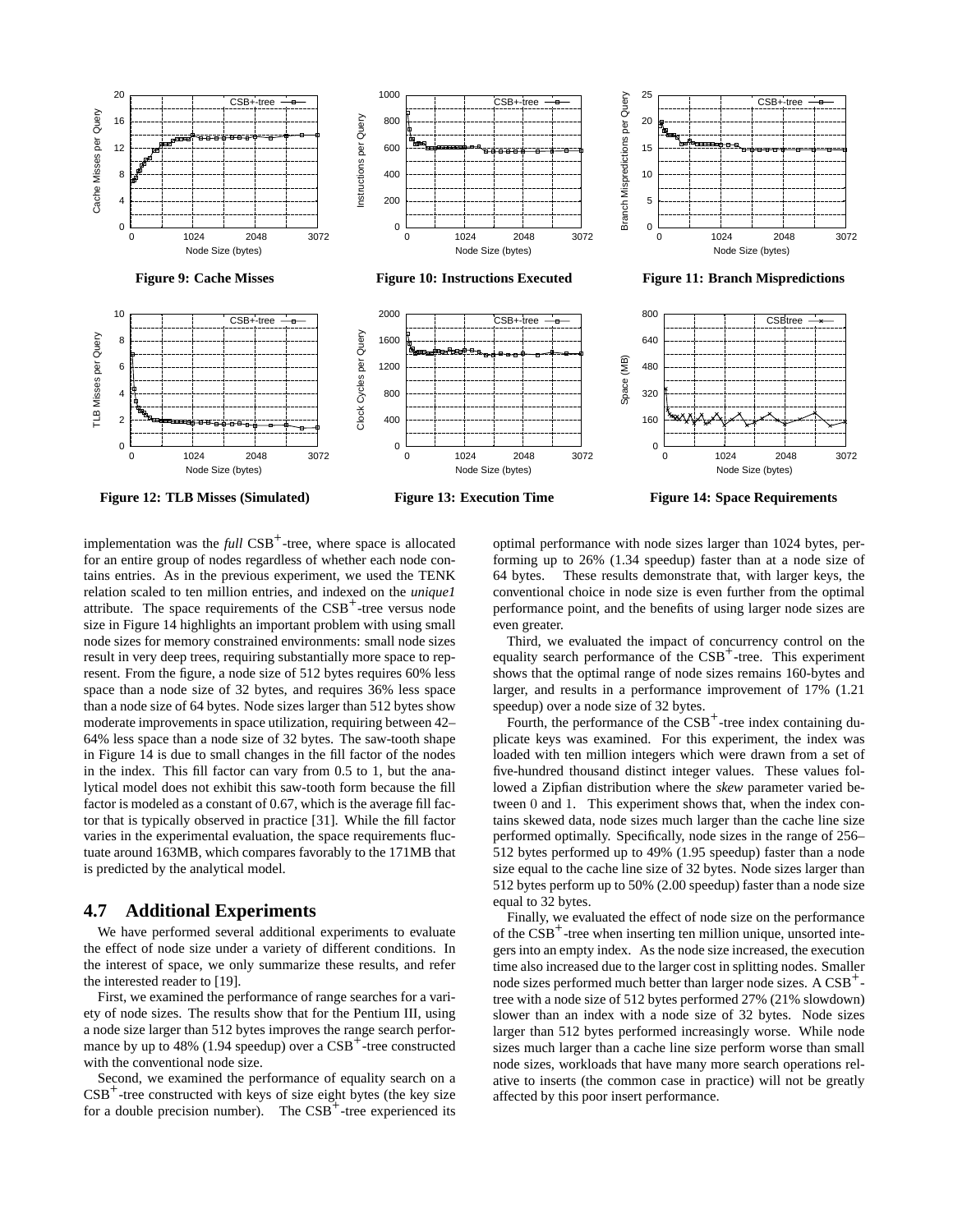Figure 9: Cache Misses

Figure 10: Instructions Executed

Figure 11: Branch Mispredictions

Figure 12: TLB Misses (Simulated)

Figure 13: Execution Time

Figure 14: Space Requirements

implementation was the *full* $\text{CSB}^+$-tree, where space is allocated for an entire group of nodes regardless of whether each node contains entries. As in the previous experiment, we used the TENK relation scaled to ten million entries, and indexed on the *unique1* attribute. The space requirements of the $\text{CSB}^+$-tree versus node size in Figure 14 highlights an important problem with using small node sizes for memory constrained environments: small node sizes result in very deep trees, requiring substantially more space to represent. From the figure, a node size of 512 bytes requires 60% less space than a node size of 32 bytes, and requires 36% less space than a node size of 64 bytes. Node sizes larger than 512 bytes show moderate improvements in space utilization, requiring between 42–64% less space than a node size of 32 bytes. The saw-tooth shape in Figure 14 is due to small changes in the fill factor of the nodes in the index. This fill factor can vary from 0.5 to 1, but the analytical model does not exhibit this saw-tooth form because the fill factor is modeled as a constant of 0.67, which is the average fill factor that is typically observed in practice [31]. While the fill factor varies in the experimental evaluation, the space requirements fluctuate around 163MB, which compares favorably to the 171MB that is predicted by the analytical model.

## 4.7 Additional Experiments

We have performed several additional experiments to evaluate the effect of node size under a variety of different conditions. In the interest of space, we only summarize these results, and refer the interested reader to [19].

First, we examined the performance of range searches for a variety of node sizes. The results show that for the Pentium III, using a node size larger than 512 bytes improves the range search performance by up to 48% (1.94 speedup) over a $\text{CSB}^+$-tree constructed with the conventional node size.

Second, we examined the performance of equality search on a $\text{CSB}^+$-tree constructed with keys of size eight bytes (the key size for a double precision number). The $\text{CSB}^+$-tree experienced its optimal performance with node sizes larger than 1024 bytes, performing up to 26% (1.34 speedup) faster than at a node size of 64 bytes. These results demonstrate that, with larger keys, the conventional choice in node size is even further from the optimal performance point, and the benefits of using larger node sizes are even greater.

Third, we evaluated the impact of concurrency control on the equality search performance of the $\text{CSB}^+$-tree. This experiment shows that the optimal range of node sizes remains 160-bytes and larger, and results in a performance improvement of 17% (1.21 speedup) over a node size of 32 bytes.

Fourth, the performance of the $\text{CSB}^+$-tree index containing duplicate keys was examined. For this experiment, the index was loaded with ten million integers which were drawn from a set of five-hundred thousand distinct integer values. These values followed a Zipfian distribution where the *skew* parameter varied between 0 and 1. This experiment shows that, when the index contains skewed data, node sizes much larger than the cache line size performed optimally. Specifically, node sizes in the range of 256–512 bytes performed up to 49% (1.95 speedup) faster than a node size equal to the cache line size of 32 bytes. Node sizes larger than 512 bytes perform up to 50% (2.00 speedup) faster than a node size equal to 32 bytes.

Finally, we evaluated the effect of node size on the performance of the $\text{CSB}^+$-tree when inserting ten million unique, unsorted integers into an empty index. As the node size increased, the execution time also increased due to the larger cost in splitting nodes. Smaller node sizes performed much better than larger node sizes. A $\text{CSB}^+$-tree with a node size of 512 bytes performed 27% (21% slowdown) slower than an index with a node size of 32 bytes. Node sizes larger than 512 bytes performed increasingly worse. While node sizes much larger than a cache line size perform worse than small node sizes, workloads that have many more search operations relative to inserts (the common case in practice) will not be greatly affected by this poor insert performance.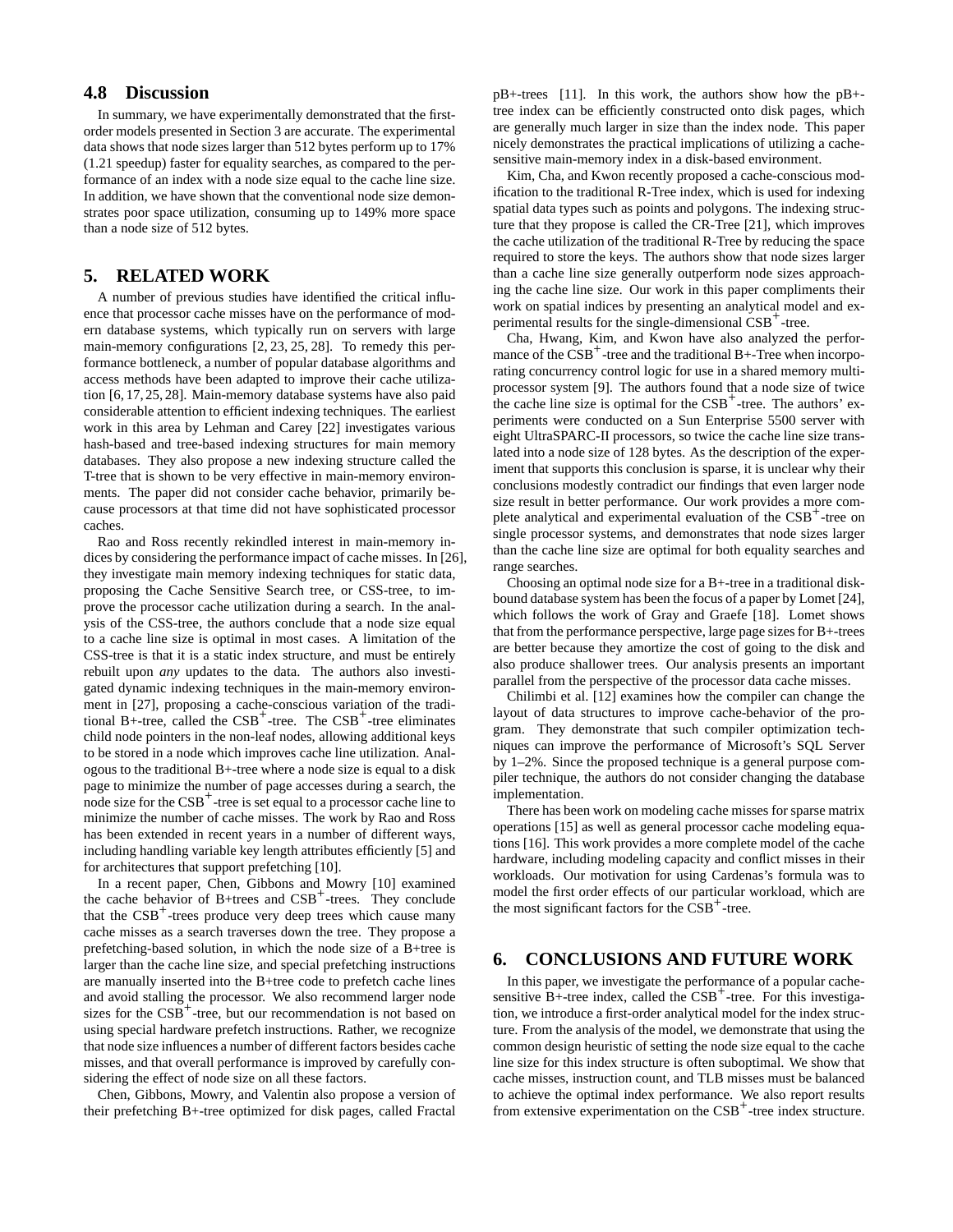### 4.8 Discussion

In summary, we have experimentally demonstrated that the first-order models presented in Section 3 are accurate. The experimental data shows that node sizes larger than 512 bytes perform up to 17% (1.21 speedup) faster for equality searches, as compared to the performance of an index with a node size equal to the cache line size. In addition, we have shown that the conventional node size demonstrates poor space utilization, consuming up to 149% more space than a node size of 512 bytes.

## 5. RELATED WORK

A number of previous studies have identified the critical influence that processor cache misses have on the performance of modern database systems, which typically run on servers with large main-memory configurations [2, 23, 25, 28]. To remedy this performance bottleneck, a number of popular database algorithms and access methods have been adapted to improve their cache utilization [6, 17, 25, 28]. Main-memory database systems have also paid considerable attention to efficient indexing techniques. The earliest work in this area by Lehman and Carey [22] investigates various hash-based and tree-based indexing structures for main memory databases. They also propose a new indexing structure called the T-tree that is shown to be very effective in main-memory environments. The paper did not consider cache behavior, primarily because processors at that time did not have sophisticated processor caches.

Rao and Ross recently rekindled interest in main-memory indices by considering the performance impact of cache misses. In [26], they investigate main memory indexing techniques for static data, proposing the Cache Sensitive Search tree, or CSS-tree, to improve the processor cache utilization during a search. In the analysis of the CSS-tree, the authors conclude that a node size equal to a cache line size is optimal in most cases. A limitation of the CSS-tree is that it is a static index structure, and must be entirely rebuilt upon *any* updates to the data. The authors also investigated dynamic indexing techniques in the main-memory environment in [27], proposing a cache-conscious variation of the traditional B+-tree, called the CSB$^+$-tree. The CSB$^+$-tree eliminates child node pointers in the non-leaf nodes, allowing additional keys to be stored in a node which improves cache line utilization. Analogous to the traditional B+-tree where a node size is equal to a disk page to minimize the number of page accesses during a search, the node size for the CSB$^+$-tree is set equal to a processor cache line to minimize the number of cache misses. The work by Rao and Ross has been extended in recent years in a number of different ways, including handling variable key length attributes efficiently [5] and for architectures that support prefetching [10].

In a recent paper, Chen, Gibbons and Mowry [10] examined the cache behavior of B+trees and CSB$^+$-trees. They conclude that the CSB$^+$-trees produce very deep trees which cause many cache misses as a search traverses down the tree. They propose a prefetching-based solution, in which the node size of a B+tree is larger than the cache line size, and special prefetching instructions are manually inserted into the B+tree code to prefetch cache lines and avoid stalling the processor. We also recommend larger node sizes for the CSB$^+$-tree, but our recommendation is not based on using special hardware prefetch instructions. Rather, we recognize that node size influences a number of different factors besides cache misses, and that overall performance is improved by carefully considering the effect of node size on all these factors.

Chen, Gibbons, Mowry, and Valentin also propose a version of their prefetching B+-tree optimized for disk pages, called Fractal pB+-trees [11]. In this work, the authors show how the pB+-tree index can be efficiently constructed onto disk pages, which are generally much larger in size than the index node. This paper nicely demonstrates the practical implications of utilizing a cache-sensitive main-memory index in a disk-based environment.

Kim, Cha, and Kwon recently proposed a cache-conscious modification to the traditional R-Tree index, which is used for indexing spatial data types such as points and polygons. The indexing structure that they propose is called the CR-Tree [21], which improves the cache utilization of the traditional R-Tree by reducing the space required to store the keys. The authors show that node sizes larger than a cache line size generally outperform node sizes approaching the cache line size. Our work in this paper compliments their work on spatial indices by presenting an analytical model and experimental results for the single-dimensional CSB$^+$-tree.

Cha, Hwang, Kim, and Kwon have also analyzed the performance of the CSB$^+$-tree and the traditional B+-Tree when incorporating concurrency control logic for use in a shared memory multiprocessor system [9]. The authors found that a node size of twice the cache line size is optimal for the CSB$^+$-tree. The authors' experiments were conducted on a Sun Enterprise 5500 server with eight UltraSPARC-II processors, so twice the cache line size translated into a node size of 128 bytes. As the description of the experiment that supports this conclusion is sparse, it is unclear why their conclusions modestly contradict our findings that even larger node size result in better performance. Our work provides a more complete analytical and experimental evaluation of the CSB$^+$-tree on single processor systems, and demonstrates that node sizes larger than the cache line size are optimal for both equality searches and range searches.

Choosing an optimal node size for a B+-tree in a traditional disk-bound database system has been the focus of a paper by Lomet [24], which follows the work of Gray and Graefe [18]. Lomet shows that from the performance perspective, large page sizes for B+-trees are better because they amortize the cost of going to the disk and also produce shallower trees. Our analysis presents an important parallel from the perspective of the processor data cache misses.

Chilimbi et al. [12] examines how the compiler can change the layout of data structures to improve cache-behavior of the program. They demonstrate that such compiler optimization techniques can improve the performance of Microsoft's SQL Server by 1–2%. Since the proposed technique is a general purpose compiler technique, the authors do not consider changing the database implementation.

There has been work on modeling cache misses for sparse matrix operations [15] as well as general processor cache modeling equations [16]. This work provides a more complete model of the cache hardware, including modeling capacity and conflict misses in their workloads. Our motivation for using Cardenas's formula was to model the first order effects of our particular workload, which are the most significant factors for the CSB$^+$-tree.

## 6. CONCLUSIONS AND FUTURE WORK

In this paper, we investigate the performance of a popular cache-sensitive B+-tree index, called the CSB$^+$-tree. For this investigation, we introduce a first-order analytical model for the index structure. From the analysis of the model, we demonstrate that using the common design heuristic of setting the node size equal to the cache line size for this index structure is often suboptimal. We show that cache misses, instruction count, and TLB misses must be balanced to achieve the optimal index performance. We also report results from extensive experimentation on the CSB$^+$-tree index structure.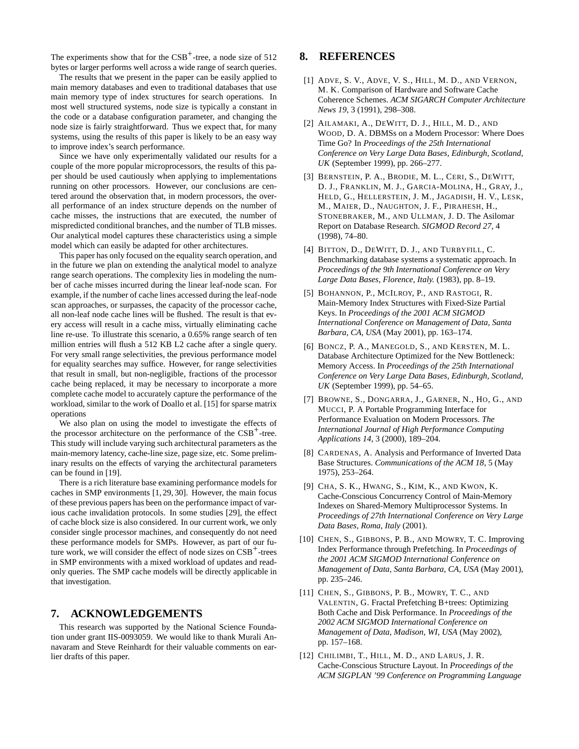The experiments show that for the $CSB^+$-tree, a node size of 512 bytes or larger performs well across a wide range of search queries.

The results that we present in the paper can be easily applied to main memory databases and even to traditional databases that use main memory type of index structures for search operations. In most well structured systems, node size is typically a constant in the code or a database configuration parameter, and changing the node size is fairly straightforward. Thus we expect that, for many systems, using the results of this paper is likely to be an easy way to improve index's search performance.

Since we have only experimentally validated our results for a couple of the more popular microprocessors, the results of this paper should be used cautiously when applying to implementations running on other processors. However, our conclusions are centered around the observation that, in modern processors, the overall performance of an index structure depends on the number of cache misses, the instructions that are executed, the number of mispredicted conditional branches, and the number of TLB misses. Our analytical model captures these characteristics using a simple model which can easily be adapted for other architectures.

This paper has only focused on the equality search operation, and in the future we plan on extending the analytical model to analyze range search operations. The complexity lies in modeling the number of cache misses incurred during the linear leaf-node scan. For example, if the number of cache lines accessed during the leaf-node scan approaches, or surpasses, the capacity of the processor cache, all non-leaf node cache lines will be flushed. The result is that every access will result in a cache miss, virtually eliminating cache line re-use. To illustrate this scenario, a 0.65% range search of ten million entries will flush a 512 KB L2 cache after a single query. For very small range selectivities, the previous performance model for equality searches may suffice. However, for range selectivities that result in small, but non-negligible, fractions of the processor cache being replaced, it may be necessary to incorporate a more complete cache model to accurately capture the performance of the workload, similar to the work of Doallo et al. [15] for sparse matrix operations

We also plan on using the model to investigate the effects of the processor architecture on the performance of the $CSB^+$-tree. This study will include varying such architectural parameters as the main-memory latency, cache-line size, page size, etc. Some preliminary results on the effects of varying the architectural parameters can be found in [19].

There is a rich literature base examining performance models for caches in SMP environments [1, 29, 30]. However, the main focus of these previous papers has been on the performance impact of various cache invalidation protocols. In some studies [29], the effect of cache block size is also considered. In our current work, we only consider single processor machines, and consequently do not need these performance models for SMPs. However, as part of our future work, we will consider the effect of node sizes on $CSB^+$-trees in SMP environments with a mixed workload of updates and read-only queries. The SMP cache models will be directly applicable in that investigation.

## 7. ACKNOWLEDGEMENTS

This research was supported by the National Science Foundation under grant IIS-0093059. We would like to thank Murali Annavaram and Steve Reinhardt for their valuable comments on earlier drafts of this paper.

## 8. REFERENCES

[1] ADVE, S. V., ADVE, V. S., HILL, M. D., AND VERNON, M. K. Comparison of Hardware and Software Cache Coherence Schemes. *ACM SIGARCH Computer Architecture News 19*, 3 (1991), 298–308.

[2] AILAMAKI, A., DEWITT, D. J., HILL, M. D., AND WOOD, D. A. DBMSs on a Modern Processor: Where Does Time Go? In *Proceedings of the 25th International Conference on Very Large Data Bases, Edinburgh, Scotland, UK* (September 1999), pp. 266–277.

[3] BERNSTEIN, P. A., BRODIE, M. L., CERI, S., DEWITT, D. J., FRANKLIN, M. J., GARCIA-MOLINA, H., GRAY, J., HELD, G., HELLERSTEIN, J. M., JAGADISH, H. V., LESK, M., MAIER, D., NAUGHTON, J. F., PIRAHESH, H., STONEBRAKER, M., AND ULLMAN, J. D. The Asilomar Report on Database Research. *SIGMOD Record 27*, 4 (1998), 74–80.

[4] BITTON, D., DEWITT, D. J., AND TURBYFILL, C. Benchmarking database systems a systematic approach. In *Proceedings of the 9th International Conference on Very Large Data Bases, Florence, Italy.* (1983), pp. 8–19.

[5] BOHANNON, P., MCILROY, P., AND RASTOGI, R. Main-Memory Index Structures with Fixed-Size Partial Keys. In *Proceedings of the 2001 ACM SIGMOD International Conference on Management of Data, Santa Barbara, CA, USA* (May 2001), pp. 163–174.

[6] BONCZ, P. A., MANEGOLD, S., AND KERSTEN, M. L. Database Architecture Optimized for the New Bottleneck: Memory Access. In *Proceedings of the 25th International Conference on Very Large Data Bases, Edinburgh, Scotland, UK* (September 1999), pp. 54–65.

[7] BROWNE, S., DONGARRA, J., GARNER, N., HO, G., AND MUCCI, P. A Portable Programming Interface for Performance Evaluation on Modern Processors. *The International Journal of High Performance Computing Applications 14*, 3 (2000), 189–204.

[8] CARDENAS, A. Analysis and Performance of Inverted Data Base Structures. *Communications of the ACM 18*, 5 (May 1975), 253–264.

[9] CHA, S. K., HWANG, S., KIM, K., AND KWON, K. Cache-Conscious Concurrency Control of Main-Memory Indexes on Shared-Memory Multiprocessor Systems. In *Proceedings of 27th International Conference on Very Large Data Bases, Roma, Italy* (2001).

[10] CHEN, S., GIBBONS, P. B., AND MOWRY, T. C. Improving Index Performance through Prefetching. In *Proceedings of the 2001 ACM SIGMOD International Conference on Management of Data, Santa Barbara, CA, USA* (May 2001), pp. 235–246.

[11] CHEN, S., GIBBONS, P. B., MOWRY, T. C., AND VALENTIN, G. Fractal Prefetching B+trees: Optimizing Both Cache and Disk Performance. In *Proceedings of the 2002 ACM SIGMOD International Conference on Management of Data, Madison, WI, USA* (May 2002), pp. 157–168.

[12] CHILIMBI, T., HILL, M. D., AND LARUS, J. R. Cache-Conscious Structure Layout. In *Proceedings of the ACM SIGPLAN '99 Conference on Programming Language*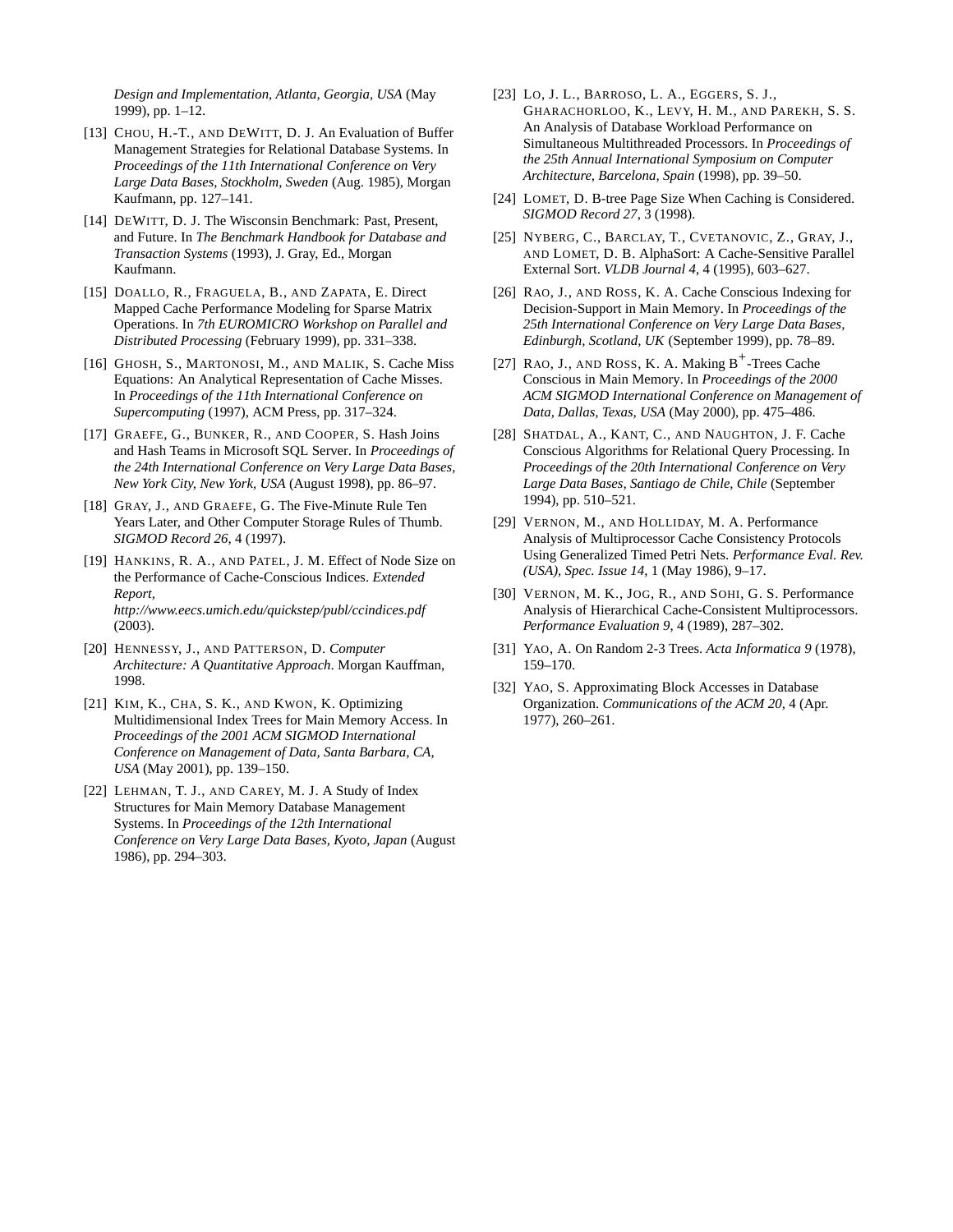*Design and Implementation, Atlanta, Georgia, USA* (May 1999), pp. 1–12.

[13] CHOU, H.-T., AND DEWITT, D. J. An Evaluation of Buffer Management Strategies for Relational Database Systems. In *Proceedings of the 11th International Conference on Very Large Data Bases, Stockholm, Sweden* (Aug. 1985), Morgan Kaufmann, pp. 127–141.

[14] DEWITT, D. J. The Wisconsin Benchmark: Past, Present, and Future. In *The Benchmark Handbook for Database and Transaction Systems* (1993), J. Gray, Ed., Morgan Kaufmann.

[15] DOALLO, R., FRAGUELA, B., AND ZAPATA, E. Direct Mapped Cache Performance Modeling for Sparse Matrix Operations. In *7th EUROMICRO Workshop on Parallel and Distributed Processing* (February 1999), pp. 331–338.

[16] GHOSH, S., MARTONOSI, M., AND MALIK, S. Cache Miss Equations: An Analytical Representation of Cache Misses. In *Proceedings of the 11th International Conference on Supercomputing* (1997), ACM Press, pp. 317–324.

[17] GRAEFE, G., BUNKER, R., AND COOPER, S. Hash Joins and Hash Teams in Microsoft SQL Server. In *Proceedings of the 24th International Conference on Very Large Data Bases, New York City, New York, USA* (August 1998), pp. 86–97.

[18] GRAY, J., AND GRAEFE, G. The Five-Minute Rule Ten Years Later, and Other Computer Storage Rules of Thumb. *SIGMOD Record 26*, 4 (1997).

[19] HANKINS, R. A., AND PATEL, J. M. Effect of Node Size on the Performance of Cache-Conscious Indices. *Extended Report, http://www.eecs.umich.edu/quickstep/publ/ccindices.pdf* (2003).

[20] HENNESSY, J., AND PATTERSON, D. *Computer Architecture: A Quantitative Approach*. Morgan Kauffman, 1998.

[21] KIM, K., CHA, S. K., AND KWON, K. Optimizing Multidimensional Index Trees for Main Memory Access. In *Proceedings of the 2001 ACM SIGMOD International Conference on Management of Data, Santa Barbara, CA, USA* (May 2001), pp. 139–150.

[22] LEHMAN, T. J., AND CAREY, M. J. A Study of Index Structures for Main Memory Database Management Systems. In *Proceedings of the 12th International Conference on Very Large Data Bases, Kyoto, Japan* (August 1986), pp. 294–303.

[23] LO, J. L., BARROSO, L. A., EGGERS, S. J., GHARACHORLOO, K., LEVY, H. M., AND PAREKH, S. S. An Analysis of Database Workload Performance on Simultaneous Multithreaded Processors. In *Proceedings of the 25th Annual International Symposium on Computer Architecture, Barcelona, Spain* (1998), pp. 39–50.

[24] LOMET, D. B-tree Page Size When Caching is Considered. *SIGMOD Record 27*, 3 (1998).

[25] NYBERG, C., BARCLAY, T., CVETANOVIC, Z., GRAY, J., AND LOMET, D. B. AlphaSort: A Cache-Sensitive Parallel External Sort. *VLDB Journal 4*, 4 (1995), 603–627.

[26] RAO, J., AND ROSS, K. A. Cache Conscious Indexing for Decision-Support in Main Memory. In *Proceedings of the 25th International Conference on Very Large Data Bases, Edinburgh, Scotland, UK* (September 1999), pp. 78–89.

[27] RAO, J., AND ROSS, K. A. Making $B^+$-Trees Cache Conscious in Main Memory. In *Proceedings of the 2000 ACM SIGMOD International Conference on Management of Data, Dallas, Texas, USA* (May 2000), pp. 475–486.

[28] SHATDAL, A., KANT, C., AND NAUGHTON, J. F. Cache Conscious Algorithms for Relational Query Processing. In *Proceedings of the 20th International Conference on Very Large Data Bases, Santiago de Chile, Chile* (September 1994), pp. 510–521.

[29] VERNON, M., AND HOLLIDAY, M. A. Performance Analysis of Multiprocessor Cache Consistency Protocols Using Generalized Timed Petri Nets. *Performance Eval. Rev. (USA), Spec. Issue 14*, 1 (May 1986), 9–17.

[30] VERNON, M. K., JOG, R., AND SOHI, G. S. Performance Analysis of Hierarchical Cache-Consistent Multiprocessors. *Performance Evaluation 9*, 4 (1989), 287–302.

[31] YAO, A. On Random 2-3 Trees. *Acta Informatica 9* (1978), 159–170.

[32] YAO, S. Approximating Block Accesses in Database Organization. *Communications of the ACM 20*, 4 (Apr. 1977), 260–261.